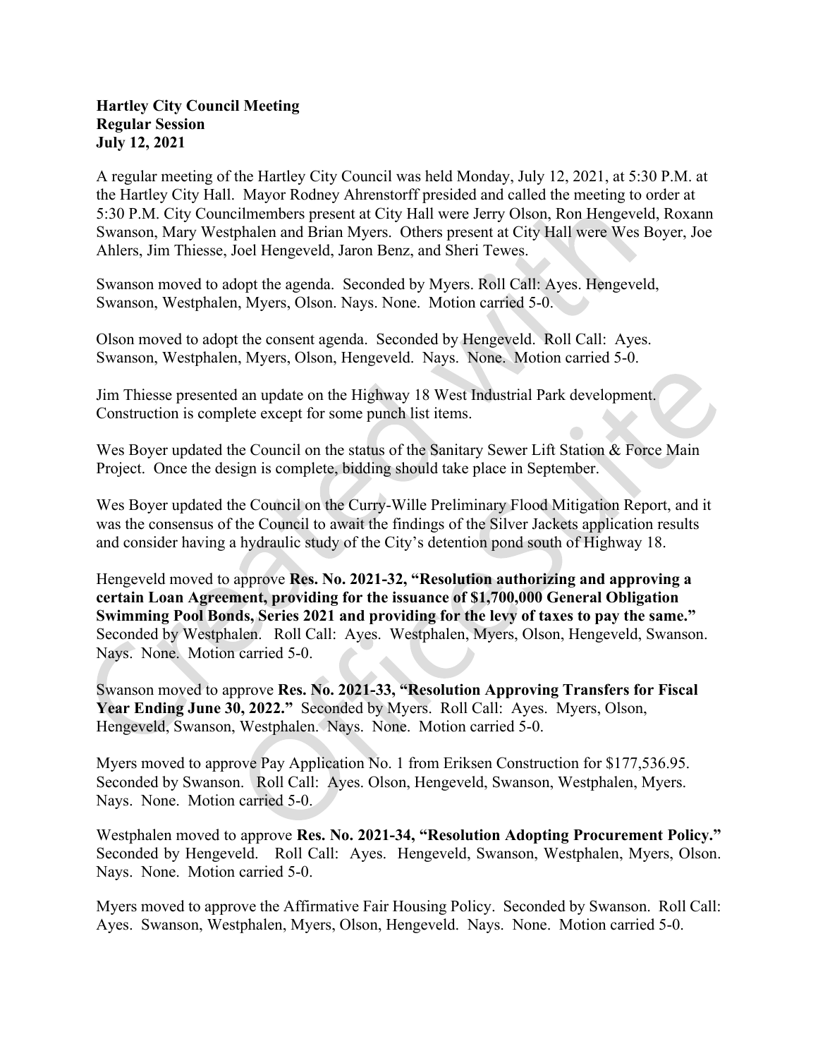**Hartley City Council Meeting**
**Regular Session**
**July 12, 2021**

A regular meeting of the Hartley City Council was held Monday, July 12, 2021, at 5:30 P.M. at the Hartley City Hall. Mayor Rodney Ahrenstorff presided and called the meeting to order at 5:30 P.M. City Councilmembers present at City Hall were Jerry Olson, Ron Hengeveld, Roxann Swanson, Mary Westphalen and Brian Myers. Others present at City Hall were Wes Boyer, Joe Ahlers, Jim Thiesse, Joel Hengeveld, Jaron Benz, and Sheri Tewes.

Swanson moved to adopt the agenda. Seconded by Myers. Roll Call: Ayes. Hengeveld, Swanson, Westphalen, Myers, Olson. Nays. None. Motion carried 5-0.

Olson moved to adopt the consent agenda. Seconded by Hengeveld. Roll Call: Ayes. Swanson, Westphalen, Myers, Olson, Hengeveld. Nays. None. Motion carried 5-0.

Jim Thiesse presented an update on the Highway 18 West Industrial Park development. Construction is complete except for some punch list items.

Wes Boyer updated the Council on the status of the Sanitary Sewer Lift Station & Force Main Project. Once the design is complete, bidding should take place in September.

Wes Boyer updated the Council on the Curry-Wille Preliminary Flood Mitigation Report, and it was the consensus of the Council to await the findings of the Silver Jackets application results and consider having a hydraulic study of the City's detention pond south of Highway 18.

Hengeveld moved to approve **Res. No. 2021-32, "Resolution authorizing and approving a certain Loan Agreement, providing for the issuance of $1,700,000 General Obligation Swimming Pool Bonds, Series 2021 and providing for the levy of taxes to pay the same."** Seconded by Westphalen. Roll Call: Ayes. Westphalen, Myers, Olson, Hengeveld, Swanson. Nays. None. Motion carried 5-0.

Swanson moved to approve **Res. No. 2021-33, "Resolution Approving Transfers for Fiscal Year Ending June 30, 2022."** Seconded by Myers. Roll Call: Ayes. Myers, Olson, Hengeveld, Swanson, Westphalen. Nays. None. Motion carried 5-0.

Myers moved to approve Pay Application No. 1 from Eriksen Construction for $177,536.95. Seconded by Swanson. Roll Call: Ayes. Olson, Hengeveld, Swanson, Westphalen, Myers. Nays. None. Motion carried 5-0.

Westphalen moved to approve **Res. No. 2021-34, "Resolution Adopting Procurement Policy."** Seconded by Hengeveld. Roll Call: Ayes. Hengeveld, Swanson, Westphalen, Myers, Olson. Nays. None. Motion carried 5-0.

Myers moved to approve the Affirmative Fair Housing Policy. Seconded by Swanson. Roll Call: Ayes. Swanson, Westphalen, Myers, Olson, Hengeveld. Nays. None. Motion carried 5-0.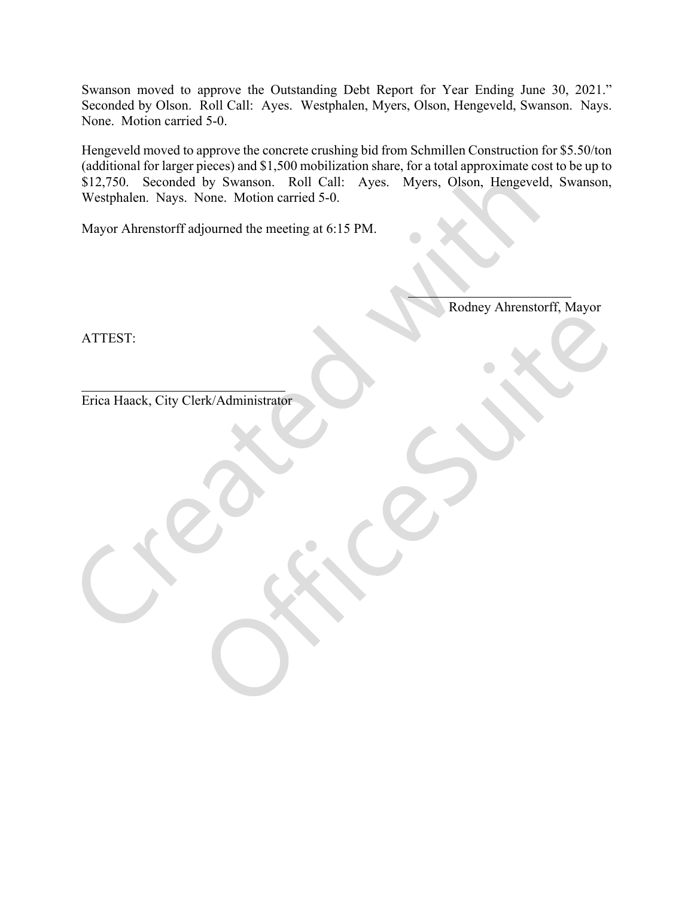Swanson moved to approve the Outstanding Debt Report for Year Ending June 30, 2021." Seconded by Olson. Roll Call: Ayes. Westphalen, Myers, Olson, Hengeveld, Swanson. Nays. None. Motion carried 5-0.

Hengeveld moved to approve the concrete crushing bid from Schmillen Construction for $5.50/ton (additional for larger pieces) and $1,500 mobilization share, for a total approximate cost to be up to $12,750. Seconded by Swanson. Roll Call: Ayes. Myers, Olson, Hengeveld, Swanson, Westphalen. Nays. None. Motion carried 5-0.

Mayor Ahrenstorff adjourned the meeting at 6:15 PM.

\_\_\_\_\_\_\_\_\_\_\_\_\_\_\_\_\_\_\_\_\_\_\_\_

Rodney Ahrenstorff, Mayor

ATTEST:

\_\_\_\_\_\_\_\_\_\_\_\_\_\_\_\_\_\_\_\_\_\_\_\_

Erica Haack, City Clerk/Administrator